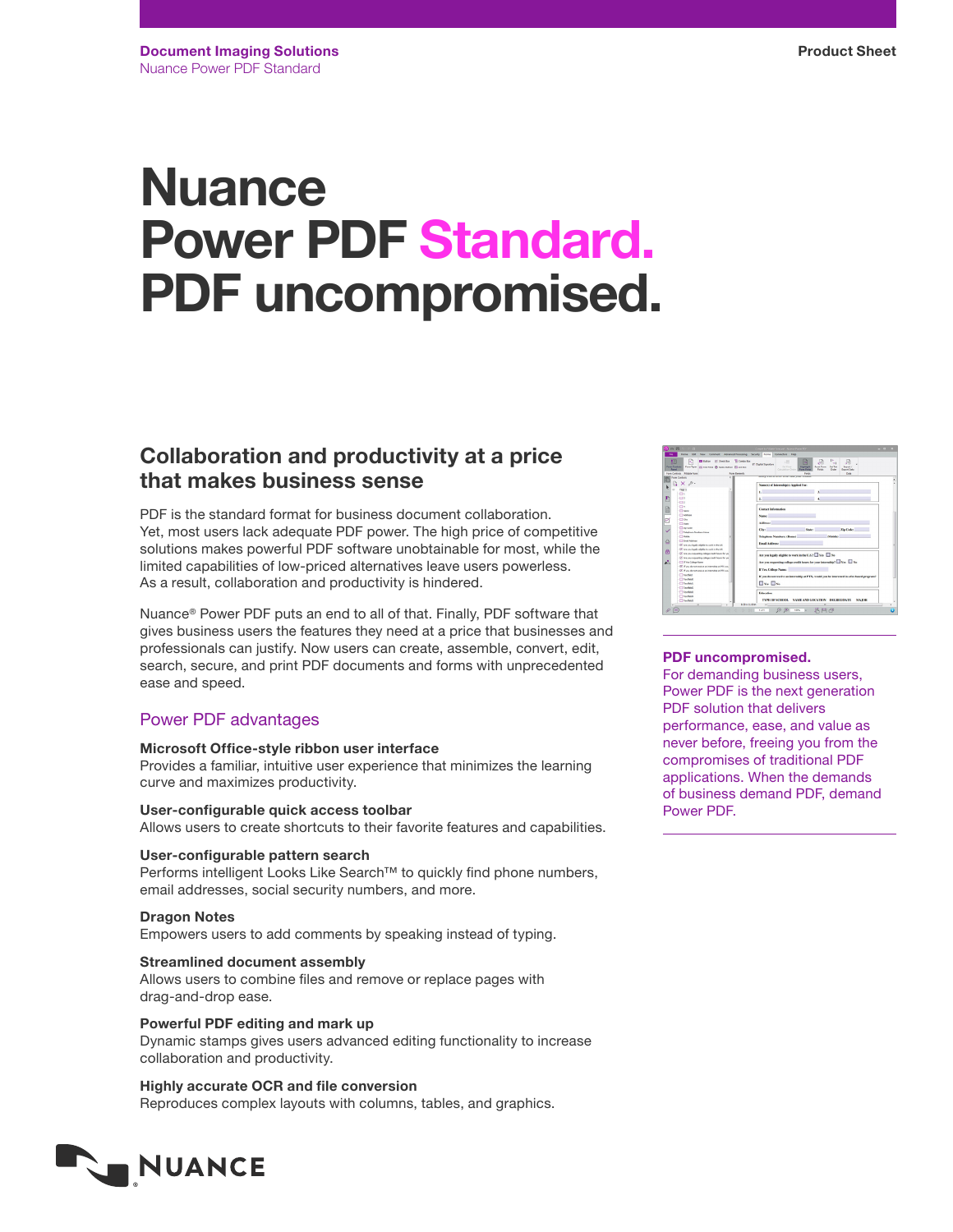**Document Imaging Solutions**
Nuance Power PDF Standard

**Product Sheet**

# Nuance Power PDF Standard. PDF uncompromised.

## Collaboration and productivity at a price that makes business sense

PDF is the standard format for business document collaboration. Yet, most users lack adequate PDF power. The high price of competitive solutions makes powerful PDF software unobtainable for most, while the limited capabilities of low-priced alternatives leave users powerless. As a result, collaboration and productivity is hindered.

Nuance® Power PDF puts an end to all of that. Finally, PDF software that gives business users the features they need at a price that businesses and professionals can justify. Now users can create, assemble, convert, edit, search, secure, and print PDF documents and forms with unprecedented ease and speed.

### Power PDF advantages

**Microsoft Office-style ribbon user interface**
Provides a familiar, intuitive user experience that minimizes the learning curve and maximizes productivity.

**User-configurable quick access toolbar**
Allows users to create shortcuts to their favorite features and capabilities.

**User-configurable pattern search**
Performs intelligent Looks Like Search™ to quickly find phone numbers, email addresses, social security numbers, and more.

**Dragon Notes**
Empowers users to add comments by speaking instead of typing.

**Streamlined document assembly**
Allows users to combine files and remove or replace pages with drag-and-drop ease.

**Powerful PDF editing and mark up**
Dynamic stamps gives users advanced editing functionality to increase collaboration and productivity.

**Highly accurate OCR and file conversion**
Reproduces complex layouts with columns, tables, and graphics.

**PDF uncompromised.**
For demanding business users, Power PDF is the next generation PDF solution that delivers performance, ease, and value as never before, freeing you from the compromises of traditional PDF applications. When the demands of business demand PDF, demand Power PDF.

NUANCE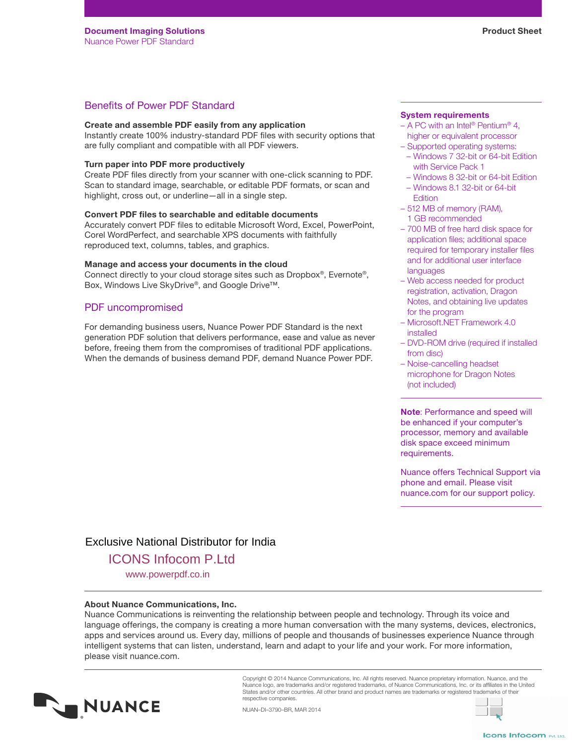## Benefits of Power PDF Standard

**Create and assemble PDF easily from any application**
Instantly create 100% industry-standard PDF files with security options that are fully compliant and compatible with all PDF viewers.

**Turn paper into PDF more productively**
Create PDF files directly from your scanner with one-click scanning to PDF. Scan to standard image, searchable, or editable PDF formats, or scan and highlight, cross out, or underline—all in a single step.

**Convert PDF files to searchable and editable documents**
Accurately convert PDF files to editable Microsoft Word, Excel, PowerPoint, Corel WordPerfect, and searchable XPS documents with faithfully reproduced text, columns, tables, and graphics.

**Manage and access your documents in the cloud**
Connect directly to your cloud storage sites such as Dropbox®, Evernote®, Box, Windows Live SkyDrive®, and Google Drive™.

## PDF uncompromised

For demanding business users, Nuance Power PDF Standard is the next generation PDF solution that delivers performance, ease and value as never before, freeing them from the compromises of traditional PDF applications. When the demands of business demand PDF, demand Nuance Power PDF.

**System requirements**

- A PC with an Intel® Pentium® 4, higher or equivalent processor
- Supported operating systems:
  - Windows 7 32-bit or 64-bit Edition with Service Pack 1
  - Windows 8 32-bit or 64-bit Edition
  - Windows 8.1 32-bit or 64-bit Edition
- 512 MB of memory (RAM), 1 GB recommended
- 700 MB of free hard disk space for application files; additional space required for temporary installer files and for additional user interface languages
- Web access needed for product registration, activation, Dragon Notes, and obtaining live updates for the program
- Microsoft.NET Framework 4.0 installed
- DVD-ROM drive (required if installed from disc)
- Noise-cancelling headset microphone for Dragon Notes (not included)

**Note**: Performance and speed will be enhanced if your computer's processor, memory and available disk space exceed minimum requirements.

Nuance offers Technical Support via phone and email. Please visit nuance.com for our support policy.

Exclusive National Distributor for India

ICONS Infocom P.Ltd

www.powerpdf.co.in

**About Nuance Communications, Inc.**
Nuance Communications is reinventing the relationship between people and technology. Through its voice and language offerings, the company is creating a more human conversation with the many systems, devices, electronics, apps and services around us. Every day, millions of people and thousands of businesses experience Nuance through intelligent systems that can listen, understand, learn and adapt to your life and your work. For more information, please visit nuance.com.

Copyright © 2014 Nuance Communications, Inc. All rights reserved. Nuance proprietary information. Nuance, and the Nuance logo, are trademarks and/or registered trademarks, of Nuance Communications, Inc. or its affiliates in the United States and/or other countries. All other brand and product names are trademarks or registered trademarks of their respective companies.

NUAN–DI–3790–BR, MAR 2014